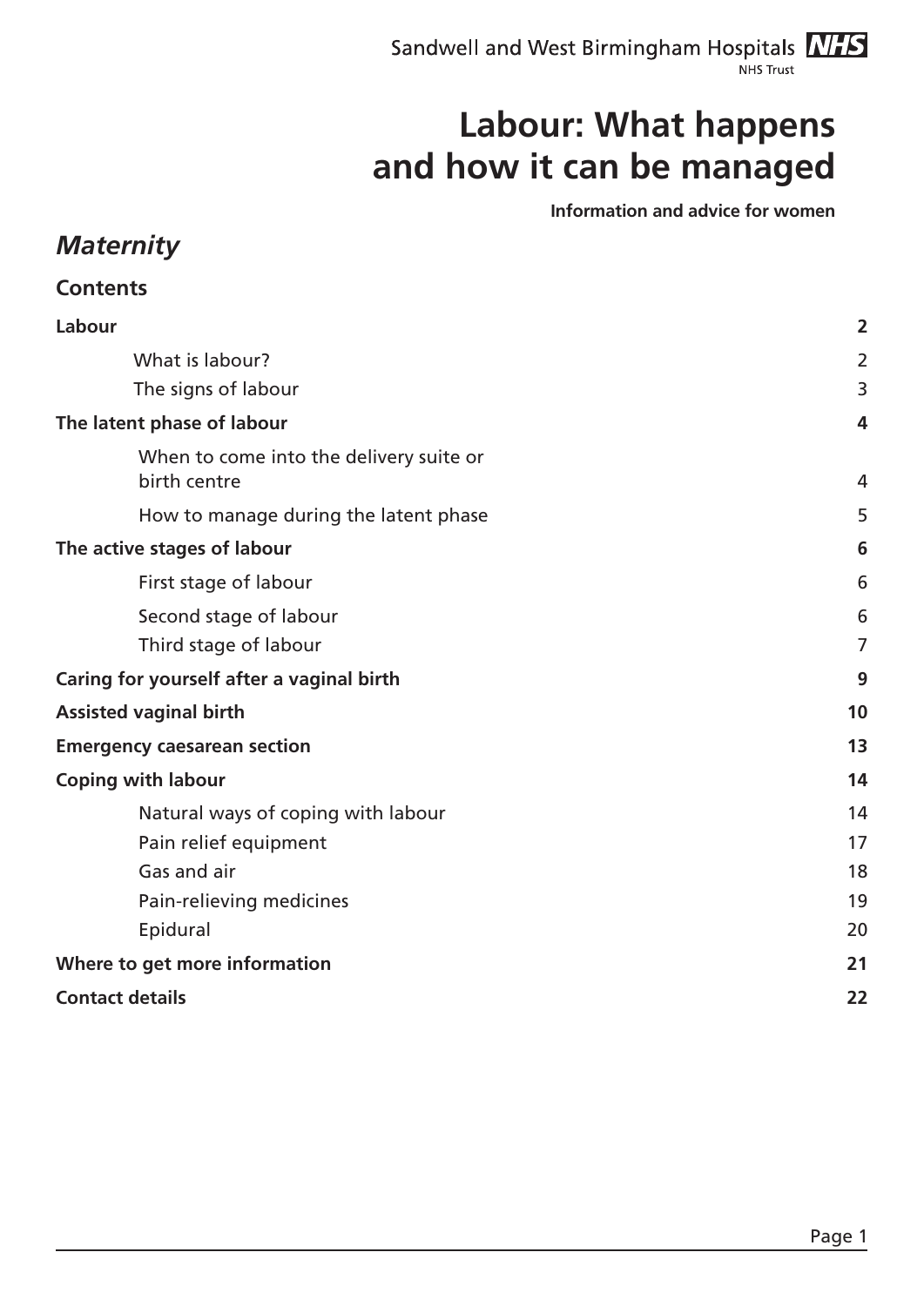Sandwell and West Birmingham Hospitals NHS
NHS Trust

# Labour: What happens and how it can be managed

**Information and advice for women**

## *Maternity*

### Contents

| | |
|---|---|
| **Labour** | **2** |
| What is labour? | 2 |
| The signs of labour | 3 |
| **The latent phase of labour** | **4** |
| When to come into the delivery suite or birth centre | 4 |
| How to manage during the latent phase | 5 |
| **The active stages of labour** | **6** |
| First stage of labour | 6 |
| Second stage of labour | 6 |
| Third stage of labour | 7 |
| **Caring for yourself after a vaginal birth** | **9** |
| **Assisted vaginal birth** | **10** |
| **Emergency caesarean section** | **13** |
| **Coping with labour** | **14** |
| Natural ways of coping with labour | 14 |
| Pain relief equipment | 17 |
| Gas and air | 18 |
| Pain-relieving medicines | 19 |
| Epidural | 20 |
| **Where to get more information** | **21** |
| **Contact details** | **22** |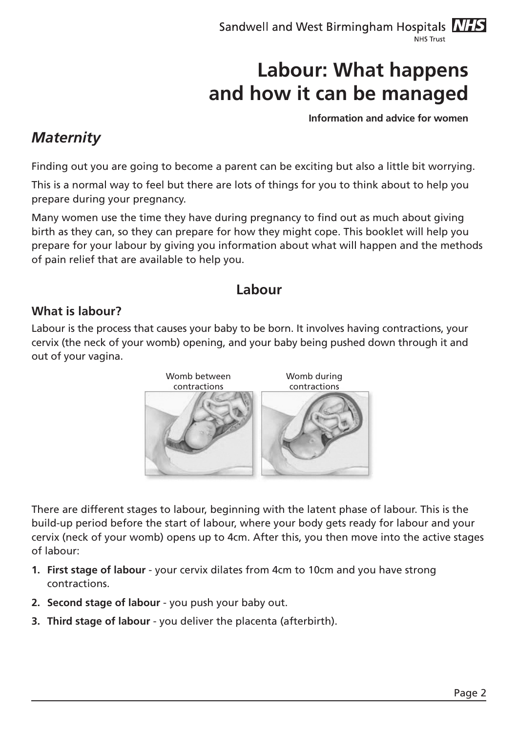Sandwell and West Birmingham Hospitals NHS Trust

# Labour: What happens and how it can be managed

**Information and advice for women**

## *Maternity*

Finding out you are going to become a parent can be exciting but also a little bit worrying.

This is a normal way to feel but there are lots of things for you to think about to help you prepare during your pregnancy.

Many women use the time they have during pregnancy to find out as much about giving birth as they can, so they can prepare for how they might cope. This booklet will help you prepare for your labour by giving you information about what will happen and the methods of pain relief that are available to help you.

## Labour

### What is labour?

Labour is the process that causes your baby to be born. It involves having contractions, your cervix (the neck of your womb) opening, and your baby being pushed down through it and out of your vagina.

Womb between contractions

Womb during contractions

There are different stages to labour, beginning with the latent phase of labour. This is the build-up period before the start of labour, where your body gets ready for labour and your cervix (neck of your womb) opens up to 4cm. After this, you then move into the active stages of labour:

1. **First stage of labour** - your cervix dilates from 4cm to 10cm and you have strong contractions.
2. **Second stage of labour** - you push your baby out.
3. **Third stage of labour** - you deliver the placenta (afterbirth).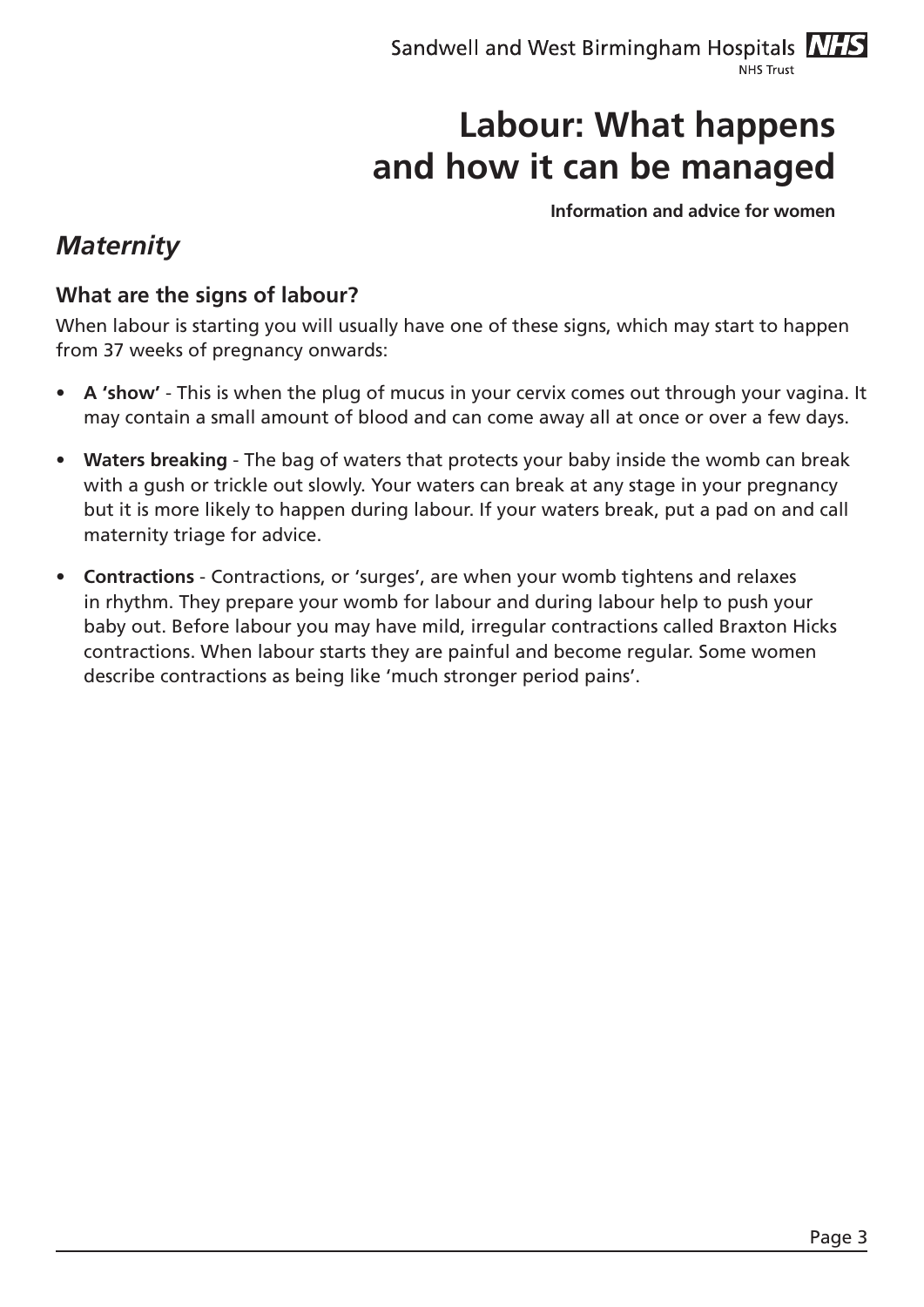Sandwell and West Birmingham Hospitals NHS Trust

# Labour: What happens and how it can be managed

**Information and advice for women**

## *Maternity*

### What are the signs of labour?

When labour is starting you will usually have one of these signs, which may start to happen from 37 weeks of pregnancy onwards:

- **A 'show'** - This is when the plug of mucus in your cervix comes out through your vagina. It may contain a small amount of blood and can come away all at once or over a few days.
- **Waters breaking** - The bag of waters that protects your baby inside the womb can break with a gush or trickle out slowly. Your waters can break at any stage in your pregnancy but it is more likely to happen during labour. If your waters break, put a pad on and call maternity triage for advice.
- **Contractions** - Contractions, or 'surges', are when your womb tightens and relaxes in rhythm. They prepare your womb for labour and during labour help to push your baby out. Before labour you may have mild, irregular contractions called Braxton Hicks contractions. When labour starts they are painful and become regular. Some women describe contractions as being like 'much stronger period pains'.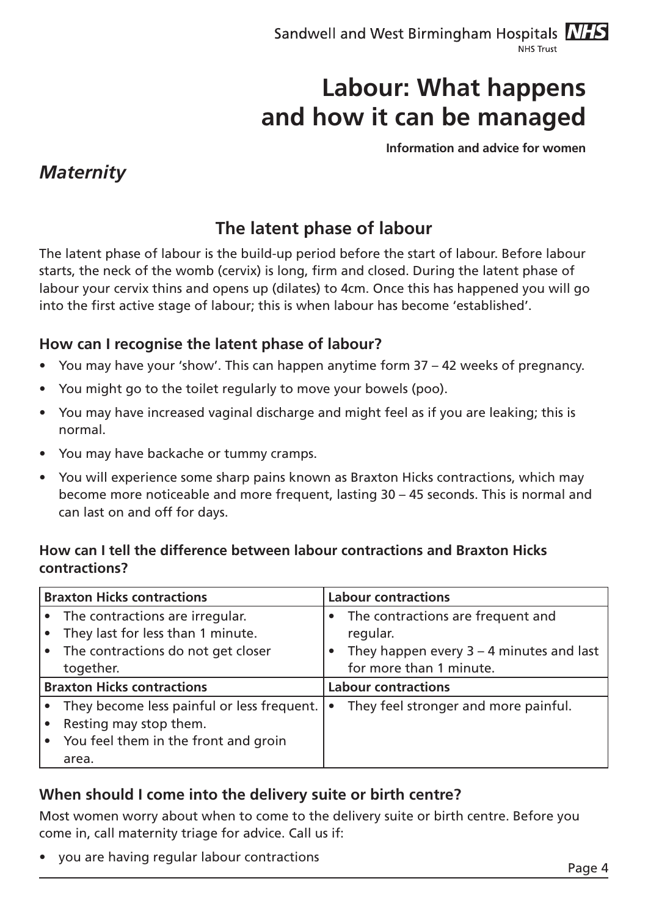# Labour: What happens and how it can be managed

**Information and advice for women**

## *Maternity*

## The latent phase of labour

The latent phase of labour is the build-up period before the start of labour. Before labour starts, the neck of the womb (cervix) is long, firm and closed. During the latent phase of labour your cervix thins and opens up (dilates) to 4cm. Once this has happened you will go into the first active stage of labour; this is when labour has become 'established'.

### How can I recognise the latent phase of labour?

- You may have your 'show'. This can happen anytime form 37 – 42 weeks of pregnancy.
- You might go to the toilet regularly to move your bowels (poo).
- You may have increased vaginal discharge and might feel as if you are leaking; this is normal.
- You may have backache or tummy cramps.
- You will experience some sharp pains known as Braxton Hicks contractions, which may become more noticeable and more frequent, lasting 30 – 45 seconds. This is normal and can last on and off for days.

#### How can I tell the difference between labour contractions and Braxton Hicks contractions?

| Braxton Hicks contractions | Labour contractions |
| --- | --- |
| • The contractions are irregular.<br>• They last for less than 1 minute.<br>• The contractions do not get closer together. | • The contractions are frequent and regular.<br>• They happen every 3 – 4 minutes and last for more than 1 minute. |
| **Braxton Hicks contractions** | **Labour contractions** |
| • They become less painful or less frequent.<br>• Resting may stop them.<br>• You feel them in the front and groin area. | • They feel stronger and more painful. |

### When should I come into the delivery suite or birth centre?

Most women worry about when to come to the delivery suite or birth centre. Before you come in, call maternity triage for advice. Call us if:

- you are having regular labour contractions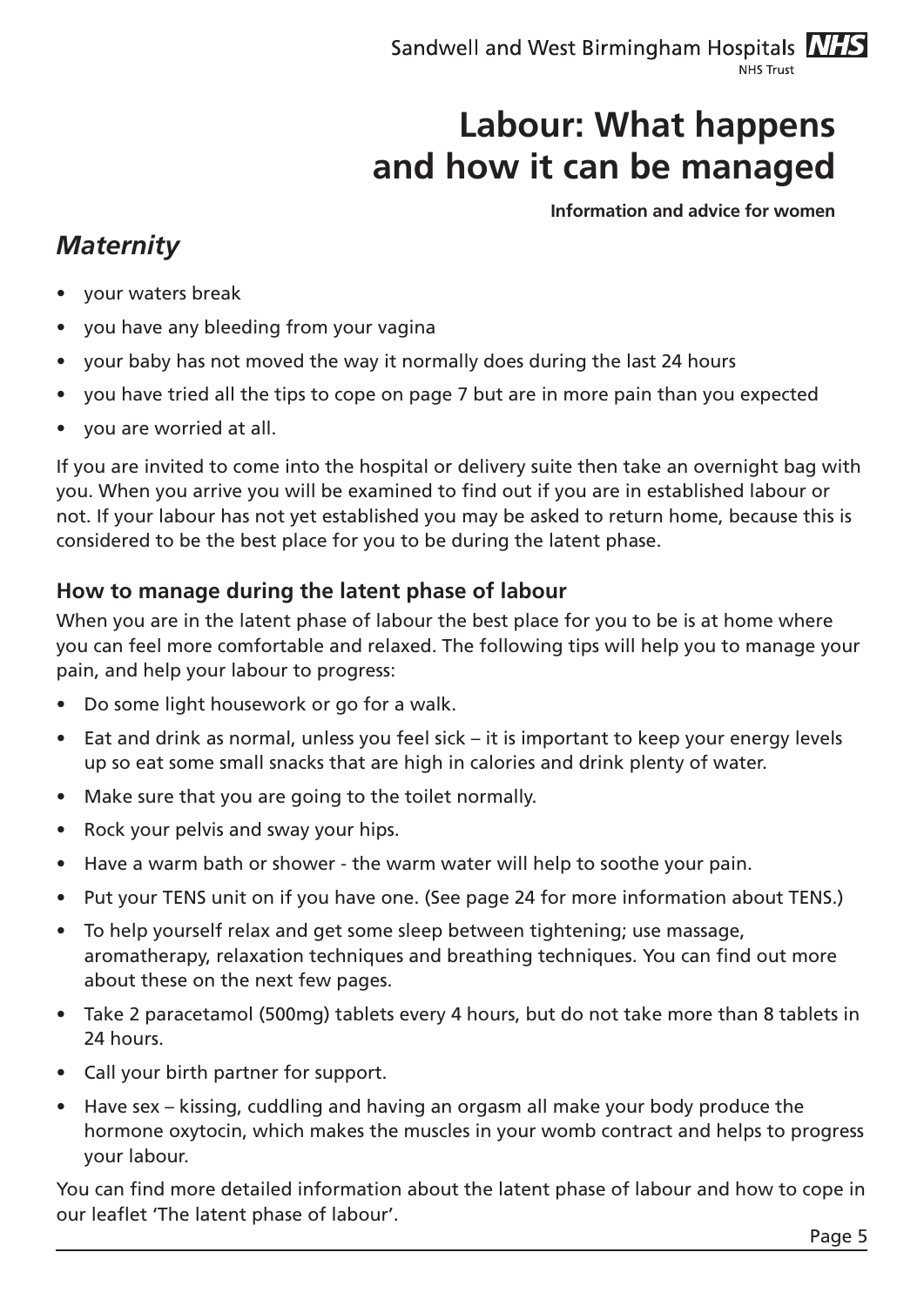- your waters break
- you have any bleeding from your vagina
- your baby has not moved the way it normally does during the last 24 hours
- you have tried all the tips to cope on page 7 but are in more pain than you expected
- you are worried at all.

If you are invited to come into the hospital or delivery suite then take an overnight bag with you. When you arrive you will be examined to find out if you are in established labour or not. If your labour has not yet established you may be asked to return home, because this is considered to be the best place for you to be during the latent phase.

### How to manage during the latent phase of labour

When you are in the latent phase of labour the best place for you to be is at home where you can feel more comfortable and relaxed. The following tips will help you to manage your pain, and help your labour to progress:

- Do some light housework or go for a walk.
- Eat and drink as normal, unless you feel sick – it is important to keep your energy levels up so eat some small snacks that are high in calories and drink plenty of water.
- Make sure that you are going to the toilet normally.
- Rock your pelvis and sway your hips.
- Have a warm bath or shower - the warm water will help to soothe your pain.
- Put your TENS unit on if you have one. (See page 24 for more information about TENS.)
- To help yourself relax and get some sleep between tightening; use massage, aromatherapy, relaxation techniques and breathing techniques. You can find out more about these on the next few pages.
- Take 2 paracetamol (500mg) tablets every 4 hours, but do not take more than 8 tablets in 24 hours.
- Call your birth partner for support.
- Have sex – kissing, cuddling and having an orgasm all make your body produce the hormone oxytocin, which makes the muscles in your womb contract and helps to progress your labour.

You can find more detailed information about the latent phase of labour and how to cope in our leaflet 'The latent phase of labour'.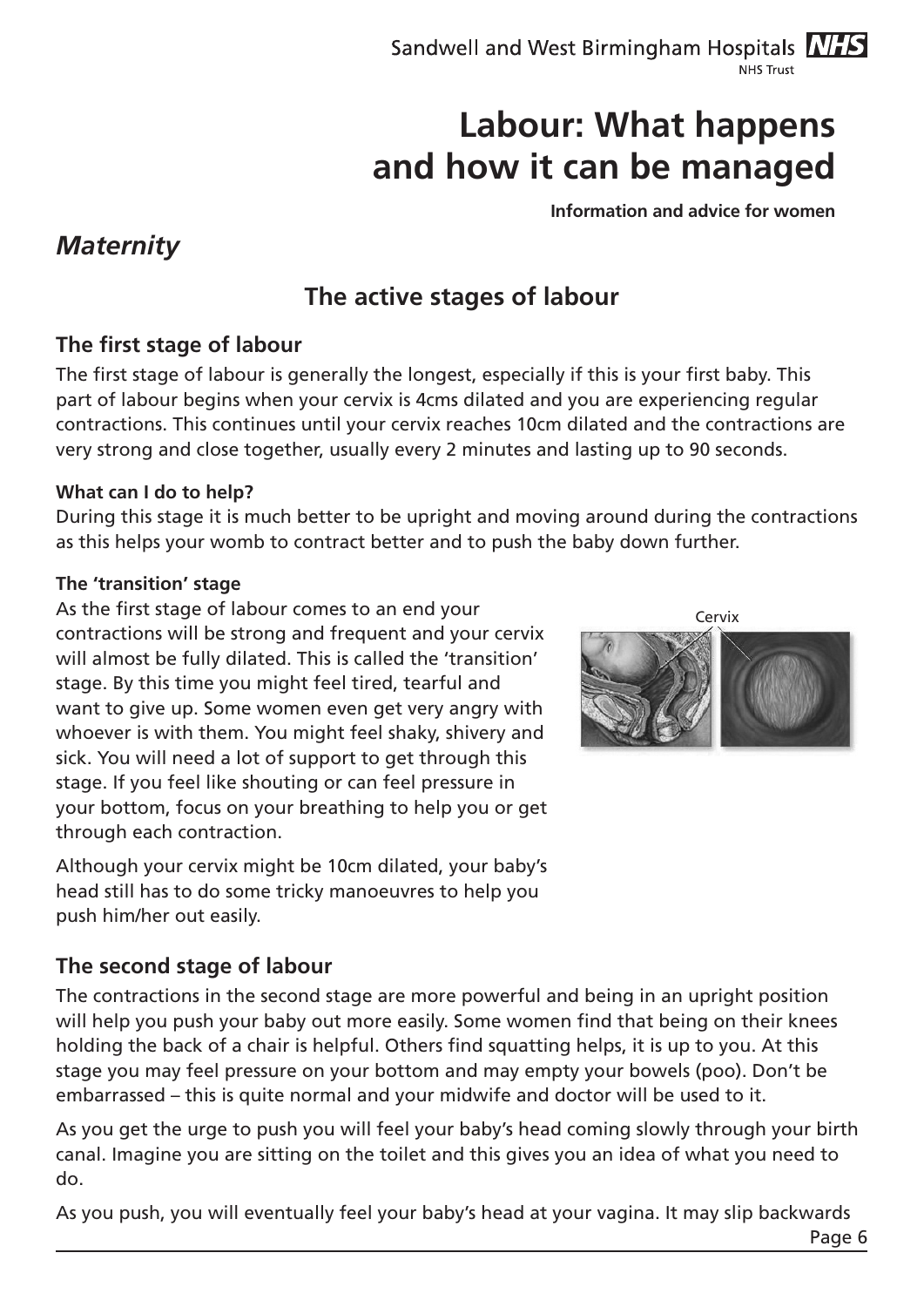# Labour: What happens and how it can be managed

**Information and advice for women**

## *Maternity*

## The active stages of labour

### The first stage of labour

The first stage of labour is generally the longest, especially if this is your first baby. This part of labour begins when your cervix is 4cms dilated and you are experiencing regular contractions. This continues until your cervix reaches 10cm dilated and the contractions are very strong and close together, usually every 2 minutes and lasting up to 90 seconds.

#### What can I do to help?

During this stage it is much better to be upright and moving around during the contractions as this helps your womb to contract better and to push the baby down further.

#### The 'transition' stage

As the first stage of labour comes to an end your contractions will be strong and frequent and your cervix will almost be fully dilated. This is called the 'transition' stage. By this time you might feel tired, tearful and want to give up. Some women even get very angry with whoever is with them. You might feel shaky, shivery and sick. You will need a lot of support to get through this stage. If you feel like shouting or can feel pressure in your bottom, focus on your breathing to help you or get through each contraction.

Cervix

Although your cervix might be 10cm dilated, your baby's head still has to do some tricky manoeuvres to help you push him/her out easily.

### The second stage of labour

The contractions in the second stage are more powerful and being in an upright position will help you push your baby out more easily. Some women find that being on their knees holding the back of a chair is helpful. Others find squatting helps, it is up to you. At this stage you may feel pressure on your bottom and may empty your bowels (poo). Don't be embarrassed – this is quite normal and your midwife and doctor will be used to it.

As you get the urge to push you will feel your baby's head coming slowly through your birth canal. Imagine you are sitting on the toilet and this gives you an idea of what you need to do.

As you push, you will eventually feel your baby's head at your vagina. It may slip backwards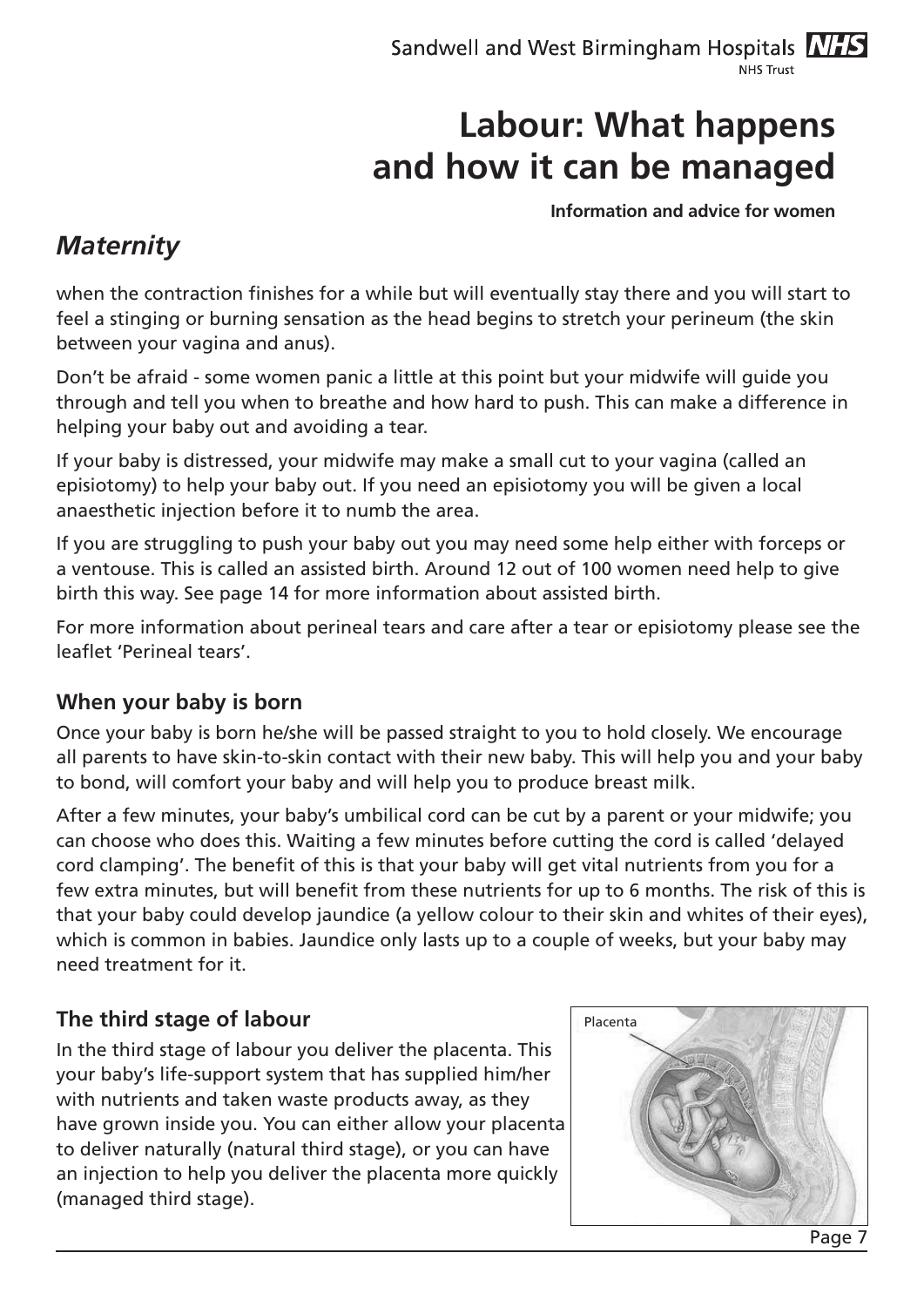when the contraction finishes for a while but will eventually stay there and you will start to feel a stinging or burning sensation as the head begins to stretch your perineum (the skin between your vagina and anus).

Don't be afraid - some women panic a little at this point but your midwife will guide you through and tell you when to breathe and how hard to push. This can make a difference in helping your baby out and avoiding a tear.

If your baby is distressed, your midwife may make a small cut to your vagina (called an episiotomy) to help your baby out. If you need an episiotomy you will be given a local anaesthetic injection before it to numb the area.

If you are struggling to push your baby out you may need some help either with forceps or a ventouse. This is called an assisted birth. Around 12 out of 100 women need help to give birth this way. See page 14 for more information about assisted birth.

For more information about perineal tears and care after a tear or episiotomy please see the leaflet 'Perineal tears'.

### When your baby is born

Once your baby is born he/she will be passed straight to you to hold closely. We encourage all parents to have skin-to-skin contact with their new baby. This will help you and your baby to bond, will comfort your baby and will help you to produce breast milk.

After a few minutes, your baby's umbilical cord can be cut by a parent or your midwife; you can choose who does this. Waiting a few minutes before cutting the cord is called 'delayed cord clamping'. The benefit of this is that your baby will get vital nutrients from you for a few extra minutes, but will benefit from these nutrients for up to 6 months. The risk of this is that your baby could develop jaundice (a yellow colour to their skin and whites of their eyes), which is common in babies. Jaundice only lasts up to a couple of weeks, but your baby may need treatment for it.

### The third stage of labour

In the third stage of labour you deliver the placenta. This your baby's life-support system that has supplied him/her with nutrients and taken waste products away, as they have grown inside you. You can either allow your placenta to deliver naturally (natural third stage), or you can have an injection to help you deliver the placenta more quickly (managed third stage).

Placenta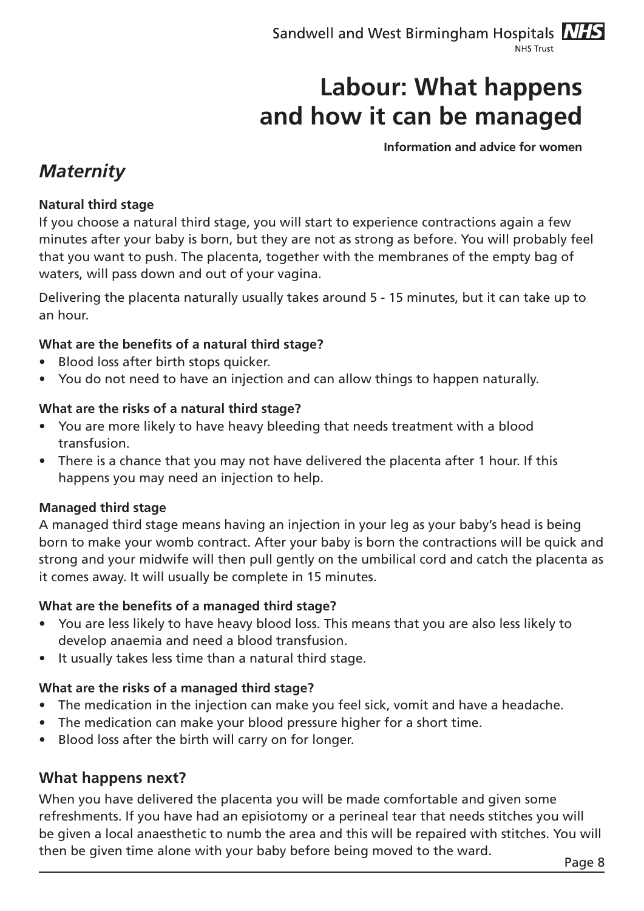### Natural third stage

If you choose a natural third stage, you will start to experience contractions again a few minutes after your baby is born, but they are not as strong as before. You will probably feel that you want to push. The placenta, together with the membranes of the empty bag of waters, will pass down and out of your vagina.

Delivering the placenta naturally usually takes around 5 - 15 minutes, but it can take up to an hour.

**What are the benefits of a natural third stage?**

- Blood loss after birth stops quicker.
- You do not need to have an injection and can allow things to happen naturally.

**What are the risks of a natural third stage?**

- You are more likely to have heavy bleeding that needs treatment with a blood transfusion.
- There is a chance that you may not have delivered the placenta after 1 hour. If this happens you may need an injection to help.

### Managed third stage

A managed third stage means having an injection in your leg as your baby's head is being born to make your womb contract. After your baby is born the contractions will be quick and strong and your midwife will then pull gently on the umbilical cord and catch the placenta as it comes away. It will usually be complete in 15 minutes.

**What are the benefits of a managed third stage?**

- You are less likely to have heavy blood loss. This means that you are also less likely to develop anaemia and need a blood transfusion.
- It usually takes less time than a natural third stage.

**What are the risks of a managed third stage?**

- The medication in the injection can make you feel sick, vomit and have a headache.
- The medication can make your blood pressure higher for a short time.
- Blood loss after the birth will carry on for longer.

## What happens next?

When you have delivered the placenta you will be made comfortable and given some refreshments. If you have had an episiotomy or a perineal tear that needs stitches you will be given a local anaesthetic to numb the area and this will be repaired with stitches. You will then be given time alone with your baby before being moved to the ward.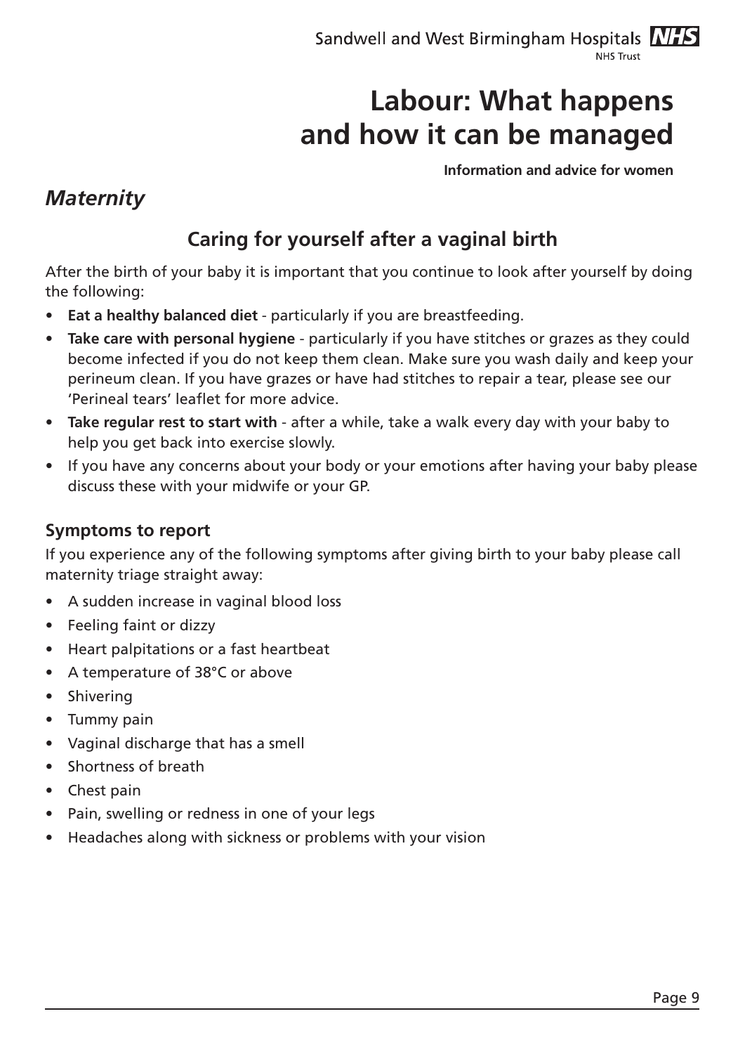## Caring for yourself after a vaginal birth

After the birth of your baby it is important that you continue to look after yourself by doing the following:

- **Eat a healthy balanced diet** - particularly if you are breastfeeding.
- **Take care with personal hygiene** - particularly if you have stitches or grazes as they could become infected if you do not keep them clean. Make sure you wash daily and keep your perineum clean. If you have grazes or have had stitches to repair a tear, please see our 'Perineal tears' leaflet for more advice.
- **Take regular rest to start with** - after a while, take a walk every day with your baby to help you get back into exercise slowly.
- If you have any concerns about your body or your emotions after having your baby please discuss these with your midwife or your GP.

### Symptoms to report

If you experience any of the following symptoms after giving birth to your baby please call maternity triage straight away:

- A sudden increase in vaginal blood loss
- Feeling faint or dizzy
- Heart palpitations or a fast heartbeat
- A temperature of 38°C or above
- Shivering
- Tummy pain
- Vaginal discharge that has a smell
- Shortness of breath
- Chest pain
- Pain, swelling or redness in one of your legs
- Headaches along with sickness or problems with your vision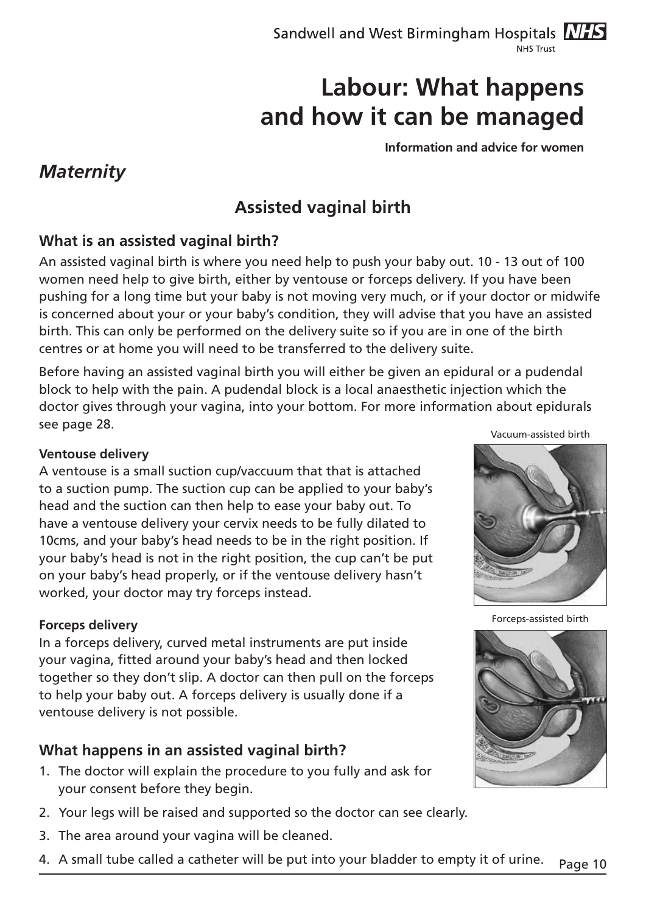# Labour: What happens and how it can be managed

**Information and advice for women**

## *Maternity*

## Assisted vaginal birth

### What is an assisted vaginal birth?

An assisted vaginal birth is where you need help to push your baby out. 10 - 13 out of 100 women need help to give birth, either by ventouse or forceps delivery. If you have been pushing for a long time but your baby is not moving very much, or if your doctor or midwife is concerned about your or your baby's condition, they will advise that you have an assisted birth. This can only be performed on the delivery suite so if you are in one of the birth centres or at home you will need to be transferred to the delivery suite.

Before having an assisted vaginal birth you will either be given an epidural or a pudendal block to help with the pain. A pudendal block is a local anaesthetic injection which the doctor gives through your vagina, into your bottom. For more information about epidurals see page 28.

**Ventouse delivery**

A ventouse is a small suction cup/vaccuum that that is attached to a suction pump. The suction cup can be applied to your baby's head and the suction can then help to ease your baby out. To have a ventouse delivery your cervix needs to be fully dilated to 10cms, and your baby's head needs to be in the right position. If your baby's head is not in the right position, the cup can't be put on your baby's head properly, or if the ventouse delivery hasn't worked, your doctor may try forceps instead.

Vacuum-assisted birth

**Forceps delivery**

In a forceps delivery, curved metal instruments are put inside your vagina, fitted around your baby's head and then locked together so they don't slip. A doctor can then pull on the forceps to help your baby out. A forceps delivery is usually done if a ventouse delivery is not possible.

Forceps-assisted birth

### What happens in an assisted vaginal birth?

1. The doctor will explain the procedure to you fully and ask for your consent before they begin.
2. Your legs will be raised and supported so the doctor can see clearly.
3. The area around your vagina will be cleaned.
4. A small tube called a catheter will be put into your bladder to empty it of urine.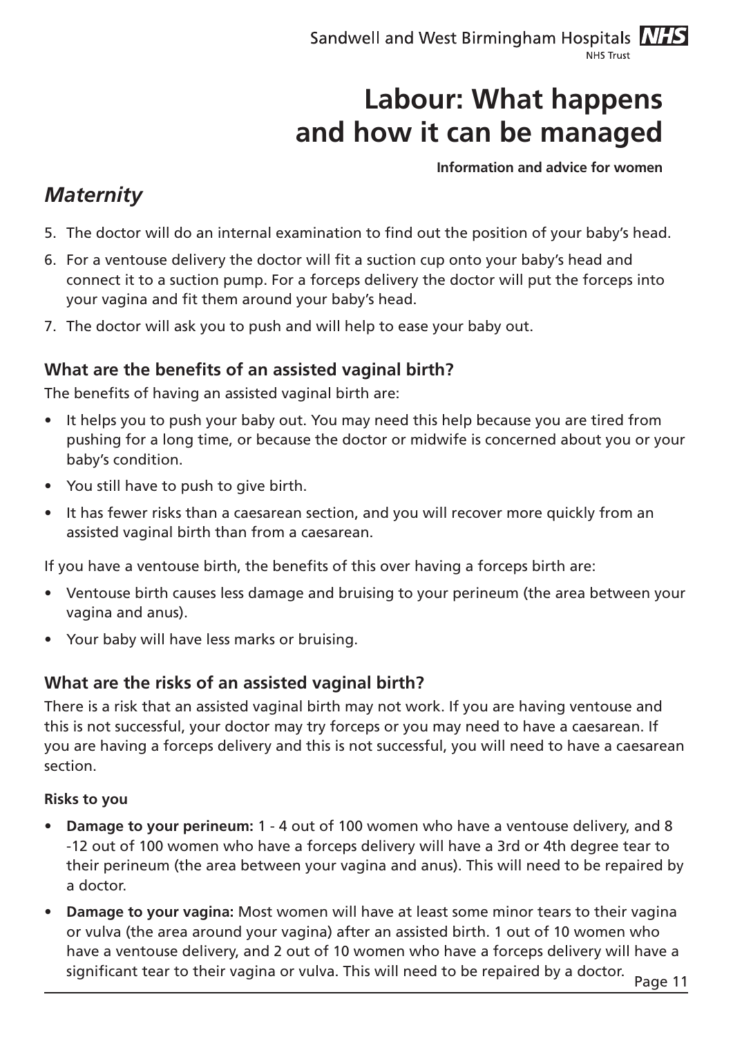5. The doctor will do an internal examination to find out the position of your baby's head.
6. For a ventouse delivery the doctor will fit a suction cup onto your baby's head and connect it to a suction pump. For a forceps delivery the doctor will put the forceps into your vagina and fit them around your baby's head.
7. The doctor will ask you to push and will help to ease your baby out.

### What are the benefits of an assisted vaginal birth?

The benefits of having an assisted vaginal birth are:

- It helps you to push your baby out. You may need this help because you are tired from pushing for a long time, or because the doctor or midwife is concerned about you or your baby's condition.
- You still have to push to give birth.
- It has fewer risks than a caesarean section, and you will recover more quickly from an assisted vaginal birth than from a caesarean.

If you have a ventouse birth, the benefits of this over having a forceps birth are:

- Ventouse birth causes less damage and bruising to your perineum (the area between your vagina and anus).
- Your baby will have less marks or bruising.

### What are the risks of an assisted vaginal birth?

There is a risk that an assisted vaginal birth may not work. If you are having ventouse and this is not successful, your doctor may try forceps or you may need to have a caesarean. If you are having a forceps delivery and this is not successful, you will need to have a caesarean section.

#### Risks to you

- **Damage to your perineum:** 1 - 4 out of 100 women who have a ventouse delivery, and 8 -12 out of 100 women who have a forceps delivery will have a 3rd or 4th degree tear to their perineum (the area between your vagina and anus). This will need to be repaired by a doctor.
- **Damage to your vagina:** Most women will have at least some minor tears to their vagina or vulva (the area around your vagina) after an assisted birth. 1 out of 10 women who have a ventouse delivery, and 2 out of 10 women who have a forceps delivery will have a significant tear to their vagina or vulva. This will need to be repaired by a doctor.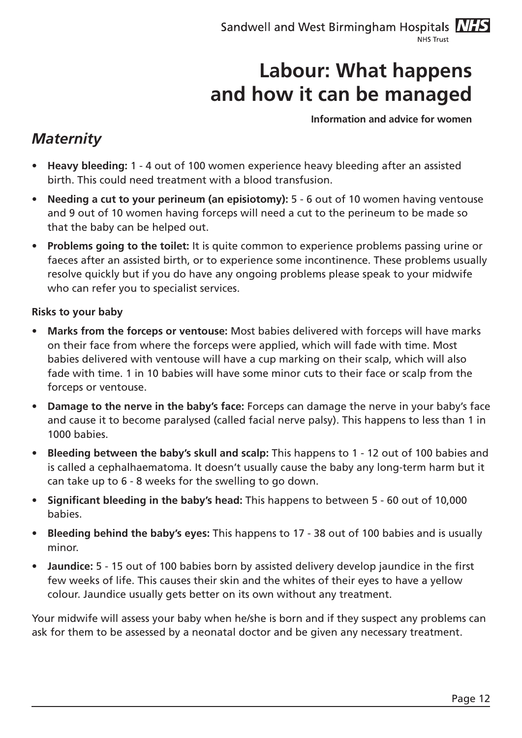- **Heavy bleeding:** 1 - 4 out of 100 women experience heavy bleeding after an assisted birth. This could need treatment with a blood transfusion.
- **Needing a cut to your perineum (an episiotomy):** 5 - 6 out of 10 women having ventouse and 9 out of 10 women having forceps will need a cut to the perineum to be made so that the baby can be helped out.
- **Problems going to the toilet:** It is quite common to experience problems passing urine or faeces after an assisted birth, or to experience some incontinence. These problems usually resolve quickly but if you do have any ongoing problems please speak to your midwife who can refer you to specialist services.

**Risks to your baby**

- **Marks from the forceps or ventouse:** Most babies delivered with forceps will have marks on their face from where the forceps were applied, which will fade with time. Most babies delivered with ventouse will have a cup marking on their scalp, which will also fade with time. 1 in 10 babies will have some minor cuts to their face or scalp from the forceps or ventouse.
- **Damage to the nerve in the baby's face:** Forceps can damage the nerve in your baby's face and cause it to become paralysed (called facial nerve palsy). This happens to less than 1 in 1000 babies.
- **Bleeding between the baby's skull and scalp:** This happens to 1 - 12 out of 100 babies and is called a cephalhaematoma. It doesn't usually cause the baby any long-term harm but it can take up to 6 - 8 weeks for the swelling to go down.
- **Significant bleeding in the baby's head:** This happens to between 5 - 60 out of 10,000 babies.
- **Bleeding behind the baby's eyes:** This happens to 17 - 38 out of 100 babies and is usually minor.
- **Jaundice:** 5 - 15 out of 100 babies born by assisted delivery develop jaundice in the first few weeks of life. This causes their skin and the whites of their eyes to have a yellow colour. Jaundice usually gets better on its own without any treatment.

Your midwife will assess your baby when he/she is born and if they suspect any problems can ask for them to be assessed by a neonatal doctor and be given any necessary treatment.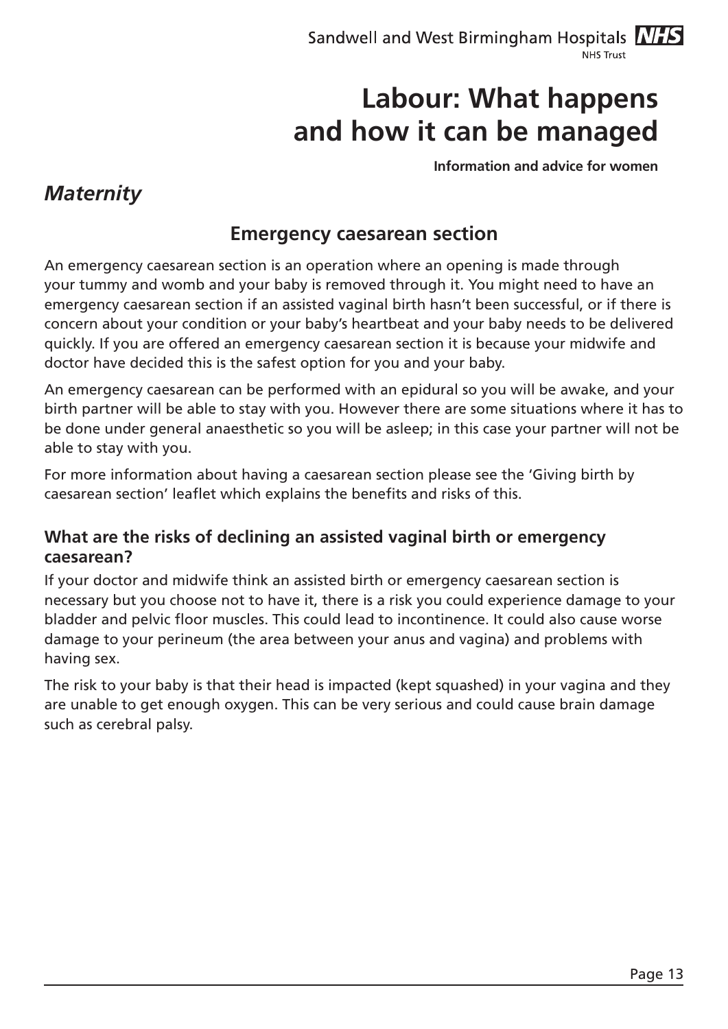## Emergency caesarean section

An emergency caesarean section is an operation where an opening is made through your tummy and womb and your baby is removed through it. You might need to have an emergency caesarean section if an assisted vaginal birth hasn't been successful, or if there is concern about your condition or your baby's heartbeat and your baby needs to be delivered quickly. If you are offered an emergency caesarean section it is because your midwife and doctor have decided this is the safest option for you and your baby.

An emergency caesarean can be performed with an epidural so you will be awake, and your birth partner will be able to stay with you. However there are some situations where it has to be done under general anaesthetic so you will be asleep; in this case your partner will not be able to stay with you.

For more information about having a caesarean section please see the 'Giving birth by caesarean section' leaflet which explains the benefits and risks of this.

### What are the risks of declining an assisted vaginal birth or emergency caesarean?

If your doctor and midwife think an assisted birth or emergency caesarean section is necessary but you choose not to have it, there is a risk you could experience damage to your bladder and pelvic floor muscles. This could lead to incontinence. It could also cause worse damage to your perineum (the area between your anus and vagina) and problems with having sex.

The risk to your baby is that their head is impacted (kept squashed) in your vagina and they are unable to get enough oxygen. This can be very serious and could cause brain damage such as cerebral palsy.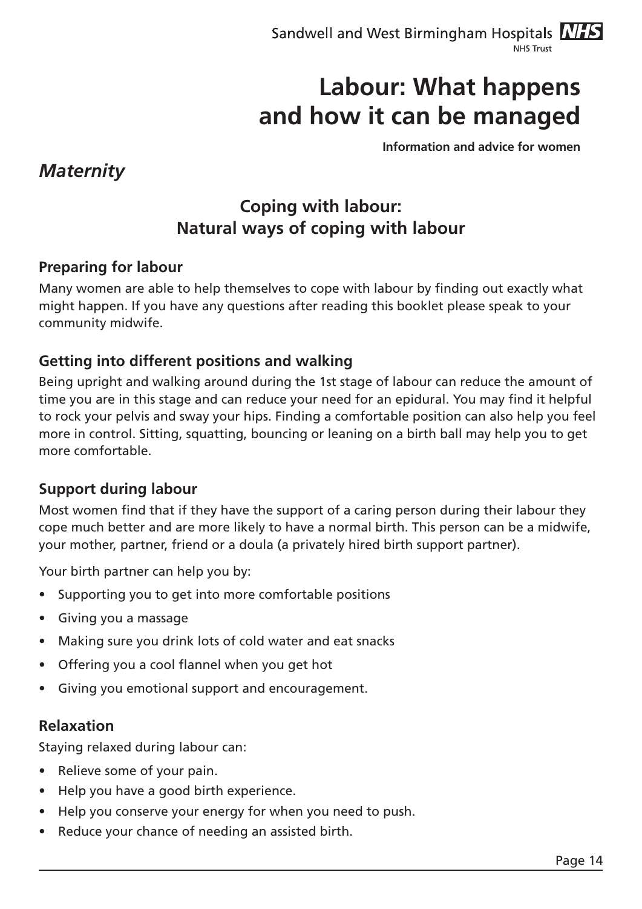# Labour: What happens and how it can be managed

**Information and advice for women**

*Maternity*

## Coping with labour: Natural ways of coping with labour

### Preparing for labour

Many women are able to help themselves to cope with labour by finding out exactly what might happen. If you have any questions after reading this booklet please speak to your community midwife.

### Getting into different positions and walking

Being upright and walking around during the 1st stage of labour can reduce the amount of time you are in this stage and can reduce your need for an epidural. You may find it helpful to rock your pelvis and sway your hips. Finding a comfortable position can also help you feel more in control. Sitting, squatting, bouncing or leaning on a birth ball may help you to get more comfortable.

### Support during labour

Most women find that if they have the support of a caring person during their labour they cope much better and are more likely to have a normal birth. This person can be a midwife, your mother, partner, friend or a doula (a privately hired birth support partner).

Your birth partner can help you by:

- Supporting you to get into more comfortable positions
- Giving you a massage
- Making sure you drink lots of cold water and eat snacks
- Offering you a cool flannel when you get hot
- Giving you emotional support and encouragement.

### Relaxation

Staying relaxed during labour can:

- Relieve some of your pain.
- Help you have a good birth experience.
- Help you conserve your energy for when you need to push.
- Reduce your chance of needing an assisted birth.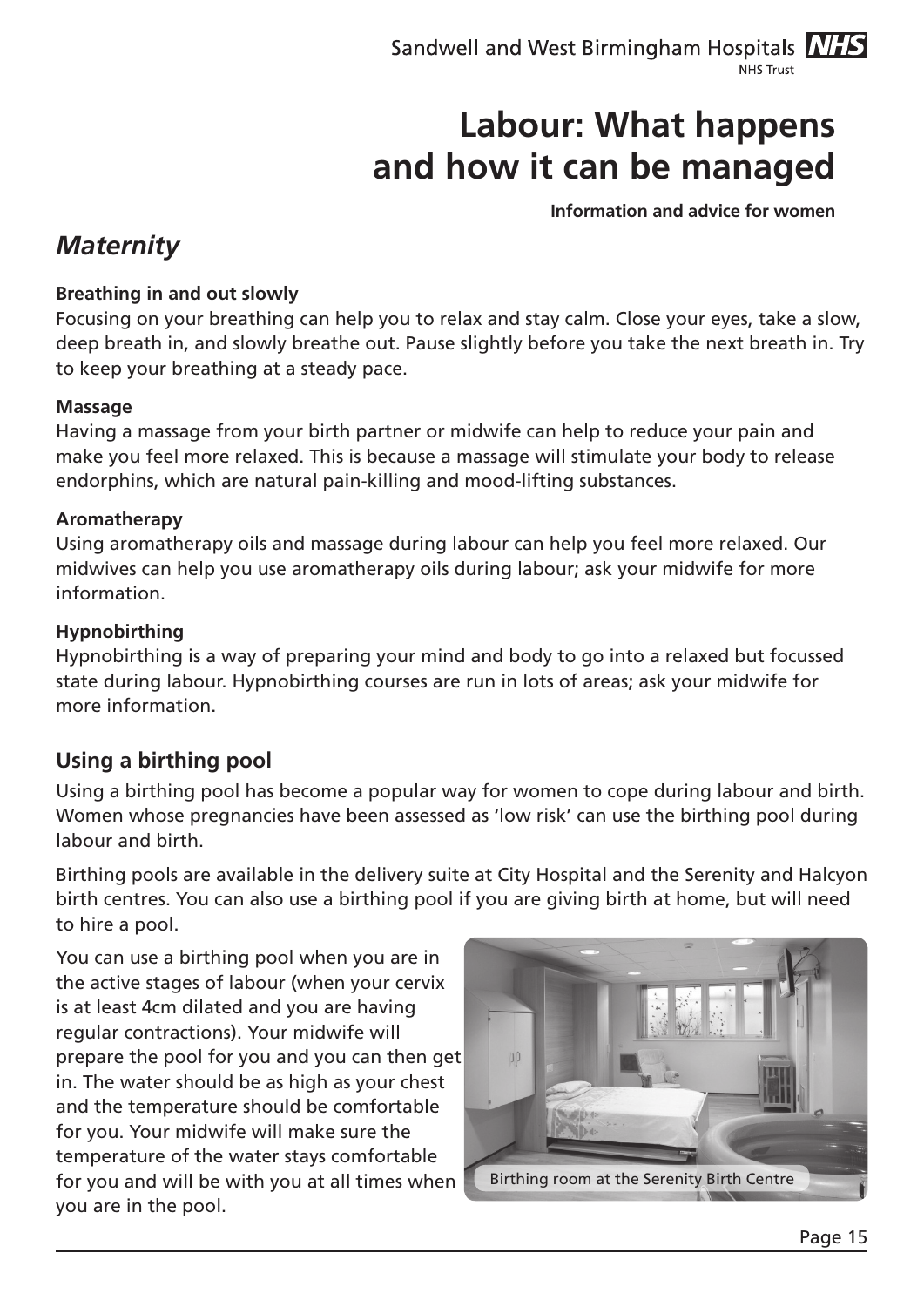# Labour: What happens and how it can be managed

**Information and advice for women**

## *Maternity*

**Breathing in and out slowly**

Focusing on your breathing can help you to relax and stay calm. Close your eyes, take a slow, deep breath in, and slowly breathe out. Pause slightly before you take the next breath in. Try to keep your breathing at a steady pace.

**Massage**

Having a massage from your birth partner or midwife can help to reduce your pain and make you feel more relaxed. This is because a massage will stimulate your body to release endorphins, which are natural pain-killing and mood-lifting substances.

**Aromatherapy**

Using aromatherapy oils and massage during labour can help you feel more relaxed. Our midwives can help you use aromatherapy oils during labour; ask your midwife for more information.

**Hypnobirthing**

Hypnobirthing is a way of preparing your mind and body to go into a relaxed but focussed state during labour. Hypnobirthing courses are run in lots of areas; ask your midwife for more information.

### Using a birthing pool

Using a birthing pool has become a popular way for women to cope during labour and birth. Women whose pregnancies have been assessed as 'low risk' can use the birthing pool during labour and birth.

Birthing pools are available in the delivery suite at City Hospital and the Serenity and Halcyon birth centres. You can also use a birthing pool if you are giving birth at home, but will need to hire a pool.

You can use a birthing pool when you are in the active stages of labour (when your cervix is at least 4cm dilated and you are having regular contractions). Your midwife will prepare the pool for you and you can then get in. The water should be as high as your chest and the temperature should be comfortable for you. Your midwife will make sure the temperature of the water stays comfortable for you and will be with you at all times when you are in the pool.

Birthing room at the Serenity Birth Centre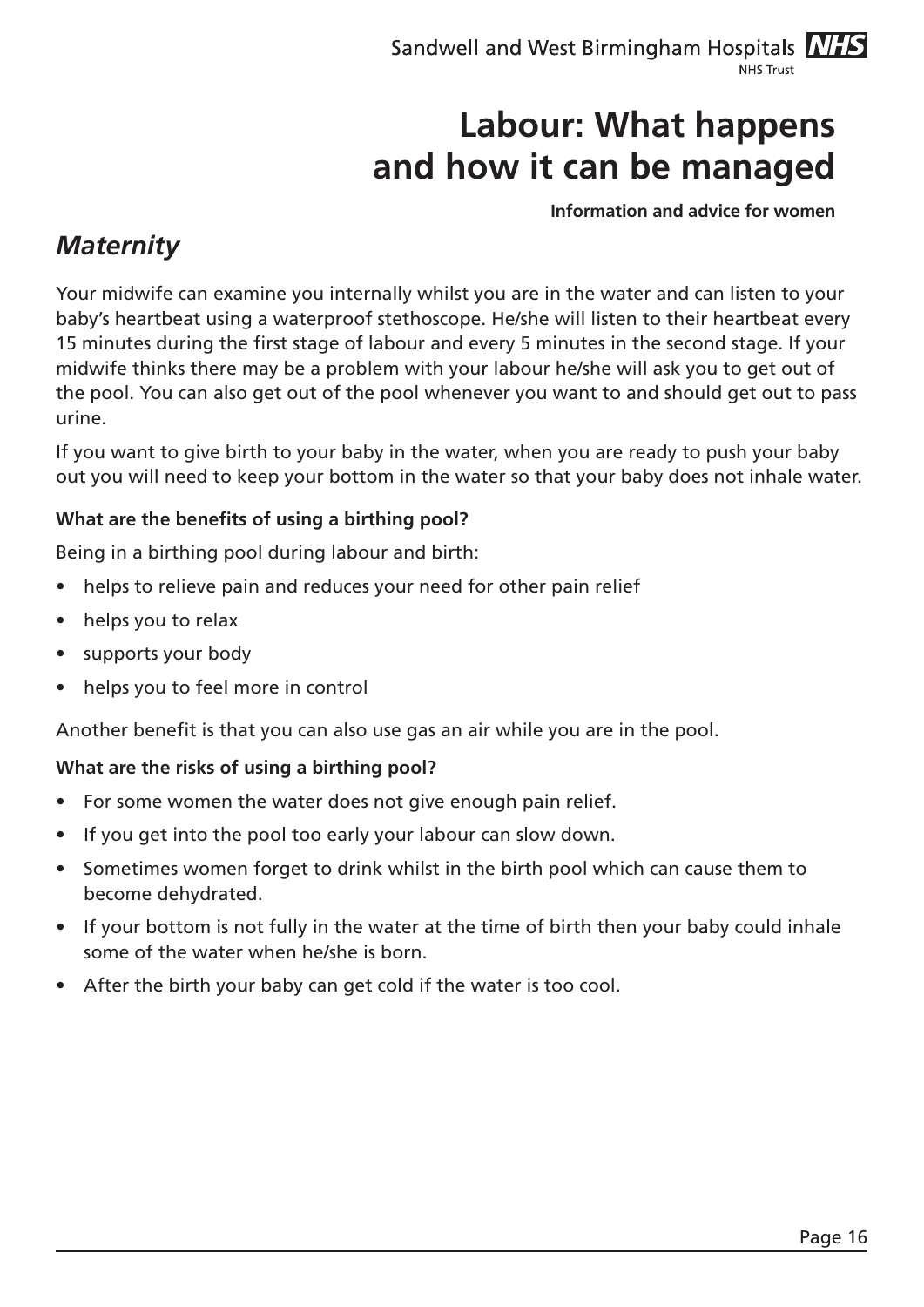Your midwife can examine you internally whilst you are in the water and can listen to your baby's heartbeat using a waterproof stethoscope. He/she will listen to their heartbeat every 15 minutes during the first stage of labour and every 5 minutes in the second stage. If your midwife thinks there may be a problem with your labour he/she will ask you to get out of the pool. You can also get out of the pool whenever you want to and should get out to pass urine.

If you want to give birth to your baby in the water, when you are ready to push your baby out you will need to keep your bottom in the water so that your baby does not inhale water.

**What are the benefits of using a birthing pool?**

Being in a birthing pool during labour and birth:

- helps to relieve pain and reduces your need for other pain relief
- helps you to relax
- supports your body
- helps you to feel more in control

Another benefit is that you can also use gas an air while you are in the pool.

**What are the risks of using a birthing pool?**

- For some women the water does not give enough pain relief.
- If you get into the pool too early your labour can slow down.
- Sometimes women forget to drink whilst in the birth pool which can cause them to become dehydrated.
- If your bottom is not fully in the water at the time of birth then your baby could inhale some of the water when he/she is born.
- After the birth your baby can get cold if the water is too cool.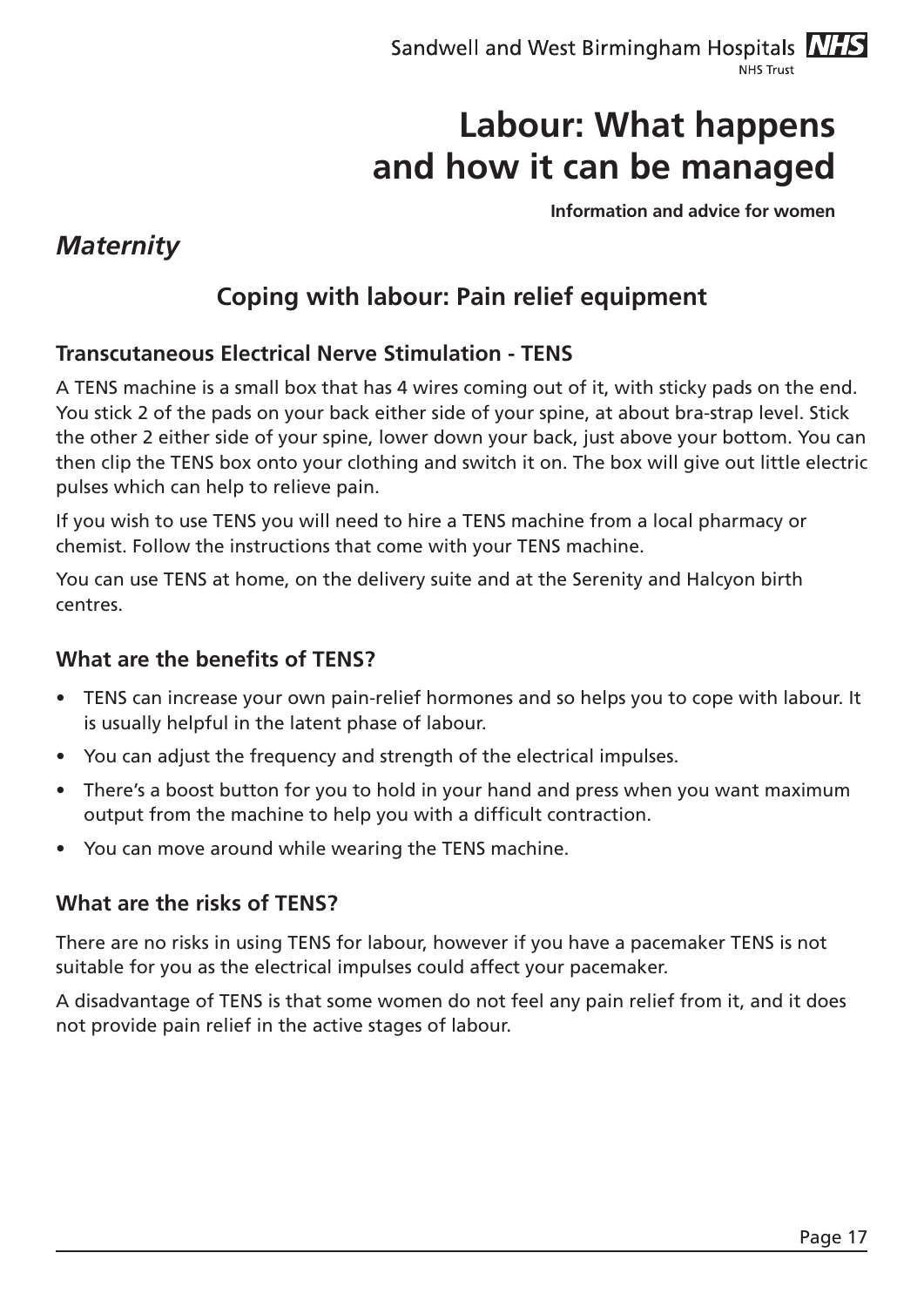# Labour: What happens and how it can be managed

**Information and advice for women**

*Maternity*

## Coping with labour: Pain relief equipment

### Transcutaneous Electrical Nerve Stimulation - TENS

A TENS machine is a small box that has 4 wires coming out of it, with sticky pads on the end. You stick 2 of the pads on your back either side of your spine, at about bra-strap level. Stick the other 2 either side of your spine, lower down your back, just above your bottom. You can then clip the TENS box onto your clothing and switch it on. The box will give out little electric pulses which can help to relieve pain.

If you wish to use TENS you will need to hire a TENS machine from a local pharmacy or chemist. Follow the instructions that come with your TENS machine.

You can use TENS at home, on the delivery suite and at the Serenity and Halcyon birth centres.

### What are the benefits of TENS?

- TENS can increase your own pain-relief hormones and so helps you to cope with labour. It is usually helpful in the latent phase of labour.
- You can adjust the frequency and strength of the electrical impulses.
- There's a boost button for you to hold in your hand and press when you want maximum output from the machine to help you with a difficult contraction.
- You can move around while wearing the TENS machine.

### What are the risks of TENS?

There are no risks in using TENS for labour, however if you have a pacemaker TENS is not suitable for you as the electrical impulses could affect your pacemaker.

A disadvantage of TENS is that some women do not feel any pain relief from it, and it does not provide pain relief in the active stages of labour.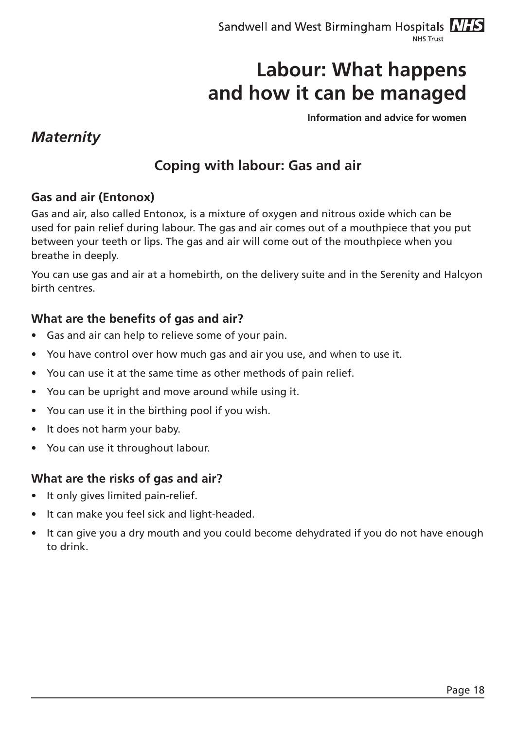## Coping with labour: Gas and air

### Gas and air (Entonox)

Gas and air, also called Entonox, is a mixture of oxygen and nitrous oxide which can be used for pain relief during labour. The gas and air comes out of a mouthpiece that you put between your teeth or lips. The gas and air will come out of the mouthpiece when you breathe in deeply.

You can use gas and air at a homebirth, on the delivery suite and in the Serenity and Halcyon birth centres.

### What are the benefits of gas and air?

- Gas and air can help to relieve some of your pain.
- You have control over how much gas and air you use, and when to use it.
- You can use it at the same time as other methods of pain relief.
- You can be upright and move around while using it.
- You can use it in the birthing pool if you wish.
- It does not harm your baby.
- You can use it throughout labour.

### What are the risks of gas and air?

- It only gives limited pain-relief.
- It can make you feel sick and light-headed.
- It can give you a dry mouth and you could become dehydrated if you do not have enough to drink.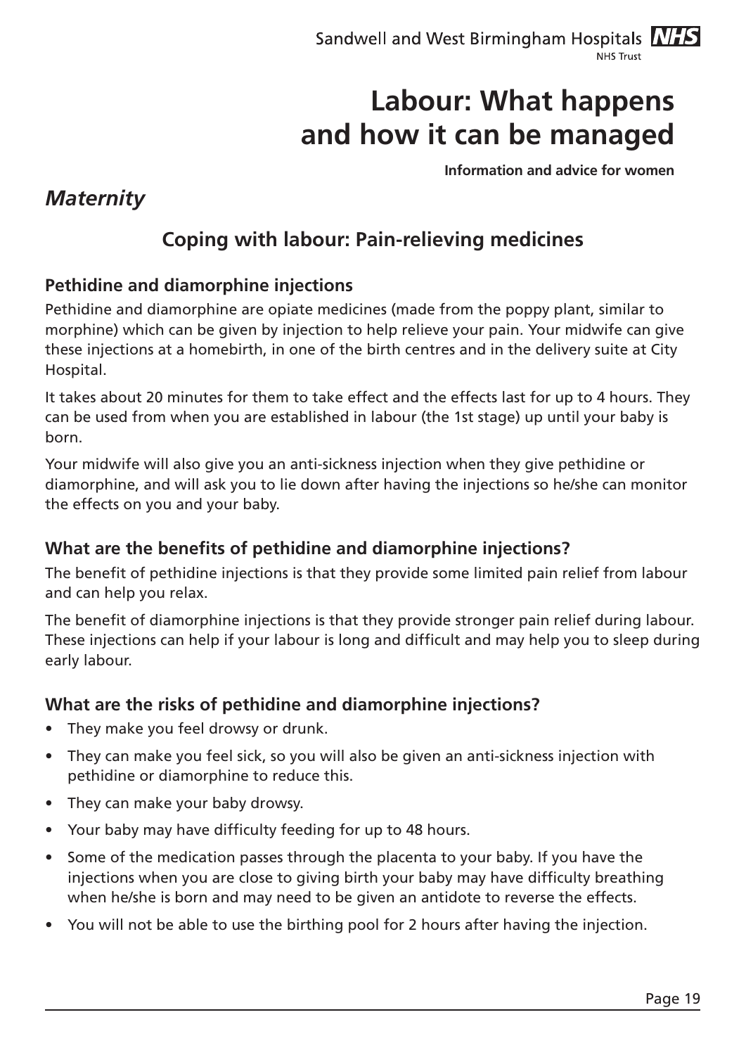## Coping with labour: Pain-relieving medicines

### Pethidine and diamorphine injections

Pethidine and diamorphine are opiate medicines (made from the poppy plant, similar to morphine) which can be given by injection to help relieve your pain. Your midwife can give these injections at a homebirth, in one of the birth centres and in the delivery suite at City Hospital.

It takes about 20 minutes for them to take effect and the effects last for up to 4 hours. They can be used from when you are established in labour (the 1st stage) up until your baby is born.

Your midwife will also give you an anti-sickness injection when they give pethidine or diamorphine, and will ask you to lie down after having the injections so he/she can monitor the effects on you and your baby.

### What are the benefits of pethidine and diamorphine injections?

The benefit of pethidine injections is that they provide some limited pain relief from labour and can help you relax.

The benefit of diamorphine injections is that they provide stronger pain relief during labour. These injections can help if your labour is long and difficult and may help you to sleep during early labour.

### What are the risks of pethidine and diamorphine injections?

- They make you feel drowsy or drunk.
- They can make you feel sick, so you will also be given an anti-sickness injection with pethidine or diamorphine to reduce this.
- They can make your baby drowsy.
- Your baby may have difficulty feeding for up to 48 hours.
- Some of the medication passes through the placenta to your baby. If you have the injections when you are close to giving birth your baby may have difficulty breathing when he/she is born and may need to be given an antidote to reverse the effects.
- You will not be able to use the birthing pool for 2 hours after having the injection.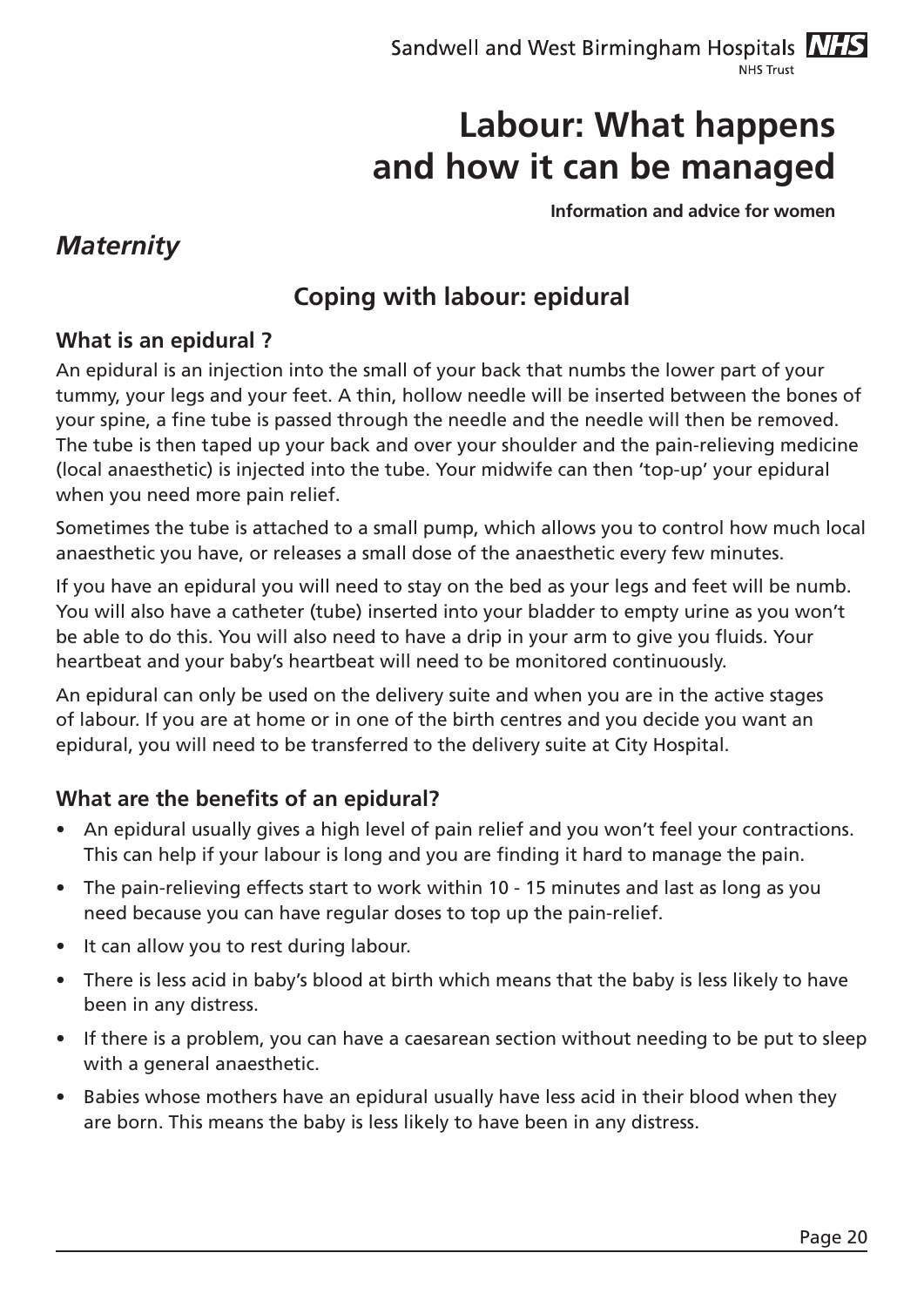# Labour: What happens and how it can be managed

**Information and advice for women**

## *Maternity*

## Coping with labour: epidural

### What is an epidural ?

An epidural is an injection into the small of your back that numbs the lower part of your tummy, your legs and your feet. A thin, hollow needle will be inserted between the bones of your spine, a fine tube is passed through the needle and the needle will then be removed. The tube is then taped up your back and over your shoulder and the pain-relieving medicine (local anaesthetic) is injected into the tube. Your midwife can then 'top-up' your epidural when you need more pain relief.

Sometimes the tube is attached to a small pump, which allows you to control how much local anaesthetic you have, or releases a small dose of the anaesthetic every few minutes.

If you have an epidural you will need to stay on the bed as your legs and feet will be numb. You will also have a catheter (tube) inserted into your bladder to empty urine as you won't be able to do this. You will also need to have a drip in your arm to give you fluids. Your heartbeat and your baby's heartbeat will need to be monitored continuously.

An epidural can only be used on the delivery suite and when you are in the active stages of labour. If you are at home or in one of the birth centres and you decide you want an epidural, you will need to be transferred to the delivery suite at City Hospital.

### What are the benefits of an epidural?

- An epidural usually gives a high level of pain relief and you won't feel your contractions. This can help if your labour is long and you are finding it hard to manage the pain.
- The pain-relieving effects start to work within 10 - 15 minutes and last as long as you need because you can have regular doses to top up the pain-relief.
- It can allow you to rest during labour.
- There is less acid in baby's blood at birth which means that the baby is less likely to have been in any distress.
- If there is a problem, you can have a caesarean section without needing to be put to sleep with a general anaesthetic.
- Babies whose mothers have an epidural usually have less acid in their blood when they are born. This means the baby is less likely to have been in any distress.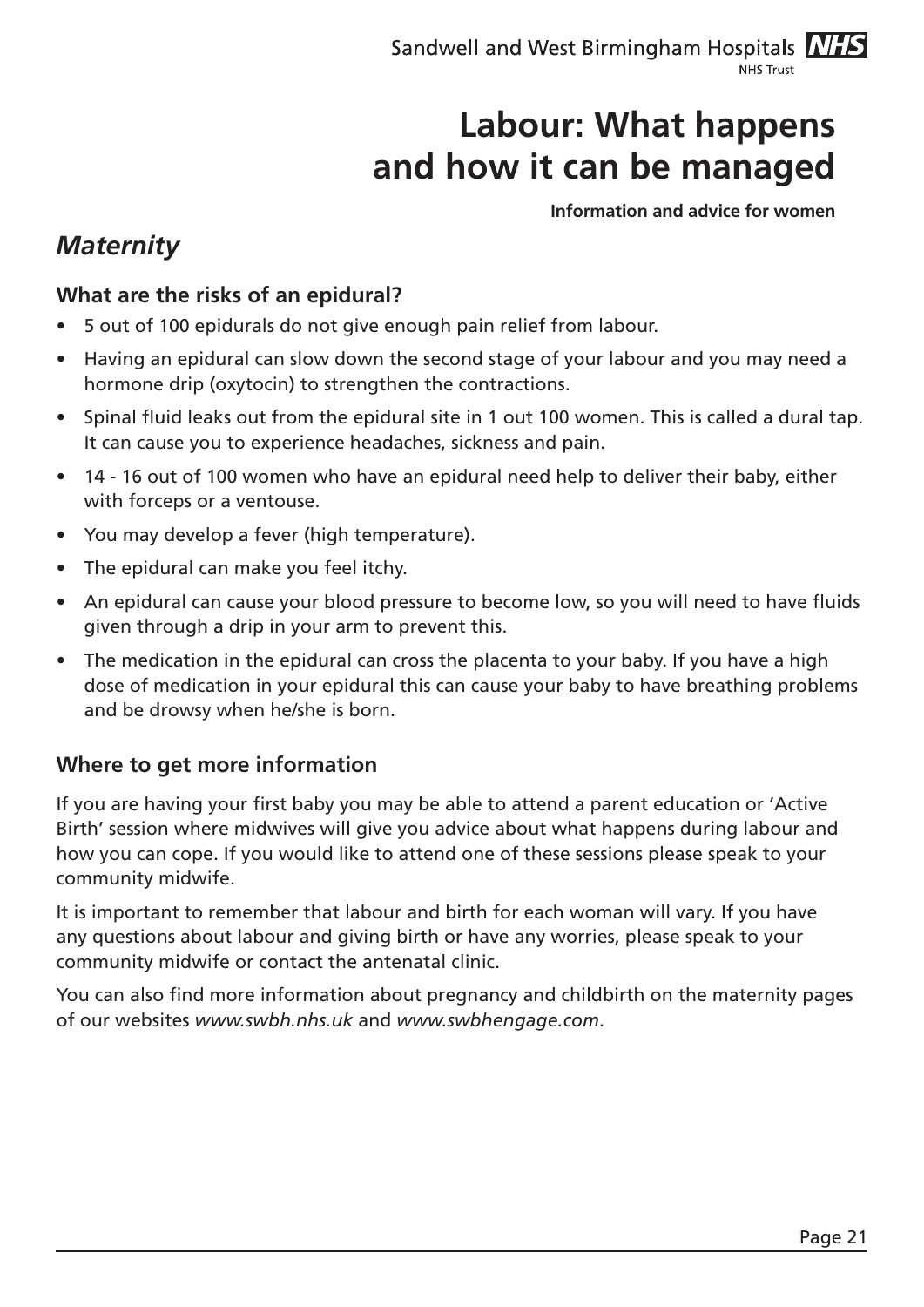## What are the risks of an epidural?

- 5 out of 100 epidurals do not give enough pain relief from labour.
- Having an epidural can slow down the second stage of your labour and you may need a hormone drip (oxytocin) to strengthen the contractions.
- Spinal fluid leaks out from the epidural site in 1 out 100 women. This is called a dural tap. It can cause you to experience headaches, sickness and pain.
- 14 - 16 out of 100 women who have an epidural need help to deliver their baby, either with forceps or a ventouse.
- You may develop a fever (high temperature).
- The epidural can make you feel itchy.
- An epidural can cause your blood pressure to become low, so you will need to have fluids given through a drip in your arm to prevent this.
- The medication in the epidural can cross the placenta to your baby. If you have a high dose of medication in your epidural this can cause your baby to have breathing problems and be drowsy when he/she is born.

## Where to get more information

If you are having your first baby you may be able to attend a parent education or 'Active Birth' session where midwives will give you advice about what happens during labour and how you can cope. If you would like to attend one of these sessions please speak to your community midwife.

It is important to remember that labour and birth for each woman will vary. If you have any questions about labour and giving birth or have any worries, please speak to your community midwife or contact the antenatal clinic.

You can also find more information about pregnancy and childbirth on the maternity pages of our websites *www.swbh.nhs.uk* and *www.swbhengage.com*.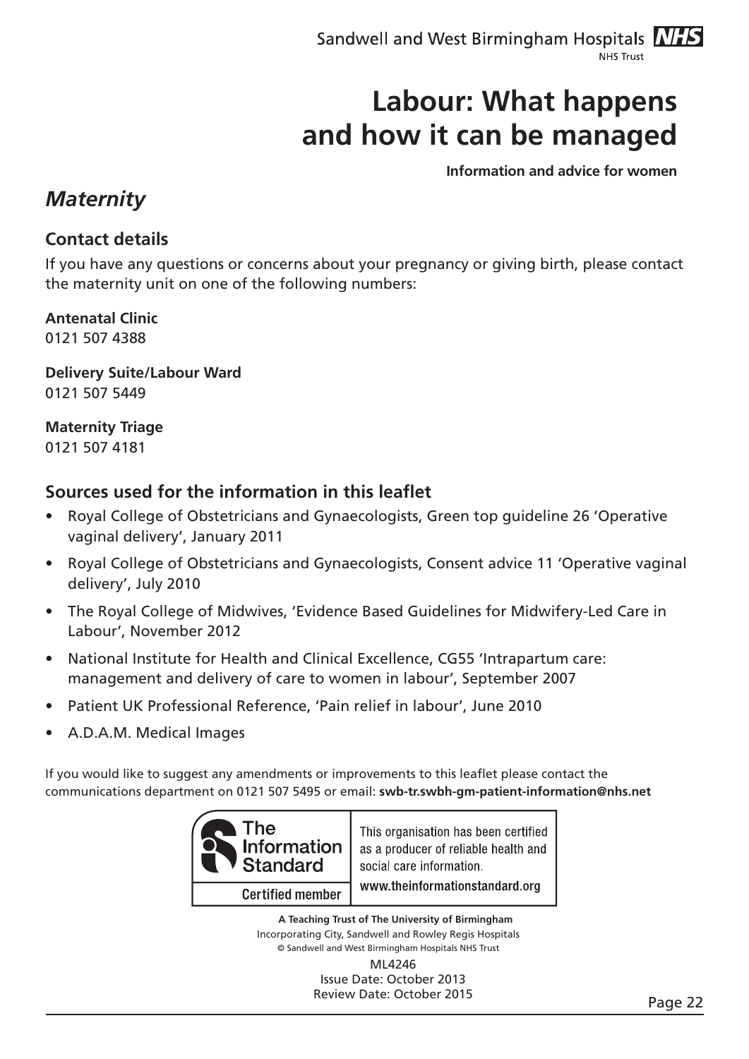Sandwell and West Birmingham Hospitals NHS
NHS Trust

# Labour: What happens and how it can be managed

**Information and advice for women**

## *Maternity*

### Contact details

If you have any questions or concerns about your pregnancy or giving birth, please contact the maternity unit on one of the following numbers:

**Antenatal Clinic**
0121 507 4388

**Delivery Suite/Labour Ward**
0121 507 5449

**Maternity Triage**
0121 507 4181

### Sources used for the information in this leaflet

- Royal College of Obstetricians and Gynaecologists, Green top guideline 26 'Operative vaginal delivery', January 2011
- Royal College of Obstetricians and Gynaecologists, Consent advice 11 'Operative vaginal delivery', July 2010
- The Royal College of Midwives, 'Evidence Based Guidelines for Midwifery-Led Care in Labour', November 2012
- National Institute for Health and Clinical Excellence, CG55 'Intrapartum care: management and delivery of care to women in labour', September 2007
- Patient UK Professional Reference, 'Pain relief in labour', June 2010
- A.D.A.M. Medical Images

If you would like to suggest any amendments or improvements to this leaflet please contact the communications department on 0121 507 5495 or email: **swb-tr.swbh-gm-patient-information@nhs.net**

The Information Standard
Certified member

This organisation has been certified as a producer of reliable health and social care information.
www.theinformationstandard.org

**A Teaching Trust of The University of Birmingham**
Incorporating City, Sandwell and Rowley Regis Hospitals
© Sandwell and West Birmingham Hospitals NHS Trust

ML4246
Issue Date: October 2013
Review Date: October 2015